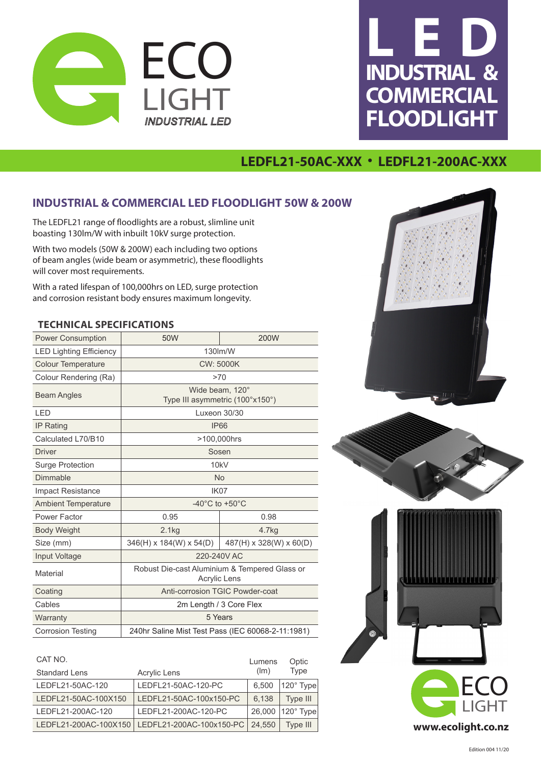ECO LIGHT
*INDUSTRIAL LED*

# LED INDUSTRIAL & COMMERCIAL FLOODLIGHT

**LEDFL21-50AC-XXX • LEDFL21-200AC-XXX**

## INDUSTRIAL & COMMERCIAL LED FLOODLIGHT 50W & 200W

The LEDFL21 range of floodlights are a robust, slimline unit boasting 130lm/W with inbuilt 10kV surge protection.

With two models (50W & 200W) each including two options of beam angles (wide beam or asymmetric), these floodlights will cover most requirements.

With a rated lifespan of 100,000hrs on LED, surge protection and corrosion resistant body ensures maximum longevity.

### TECHNICAL SPECIFICATIONS

| | | |
|---|---|---|
| Power Consumption | 50W | 200W |
| LED Lighting Efficiency | 130lm/W | |
| Colour Temperature | CW: 5000K | |
| Colour Rendering (Ra) | >70 | |
| Beam Angles | Wide beam, 120° Type III asymmetric (100°x150°) | |
| LED | Luxeon 30/30 | |
| IP Rating | IP66 | |
| Calculated L70/B10 | >100,000hrs | |
| Driver | Sosen | |
| Surge Protection | 10kV | |
| Dimmable | No | |
| Impact Resistance | IK07 | |
| Ambient Temperature | -40°C to +50°C | |
| Power Factor | 0.95 | 0.98 |
| Body Weight | 2.1kg | 4.7kg |
| Size (mm) | 346(H) x 184(W) x 54(D) | 487(H) x 328(W) x 60(D) |
| Input Voltage | 220-240V AC | |
| Material | Robust Die-cast Aluminium & Tempered Glass or Acrylic Lens | |
| Coating | Anti-corrosion TGIC Powder-coat | |
| Cables | 2m Length / 3 Core Flex | |
| Warranty | 5 Years | |
| Corrosion Testing | 240hr Saline Mist Test Pass (IEC 60068-2-11:1981) | |

| CAT NO. Standard Lens | Acrylic Lens | Lumens (lm) | Optic Type |
|---|---|---|---|
| LEDFL21-50AC-120 | LEDFL21-50AC-120-PC | 6,500 | 120° Type |
| LEDFL21-50AC-100X150 | LEDFL21-50AC-100x150-PC | 6,138 | Type III |
| LEDFL21-200AC-120 | LEDFL21-200AC-120-PC | 26,000 | 120° Type |
| LEDFL21-200AC-100X150 | LEDFL21-200AC-100x150-PC | 24,550 | Type III |

ECO LIGHT

**www.ecolight.co.nz**

Edition 004 11/20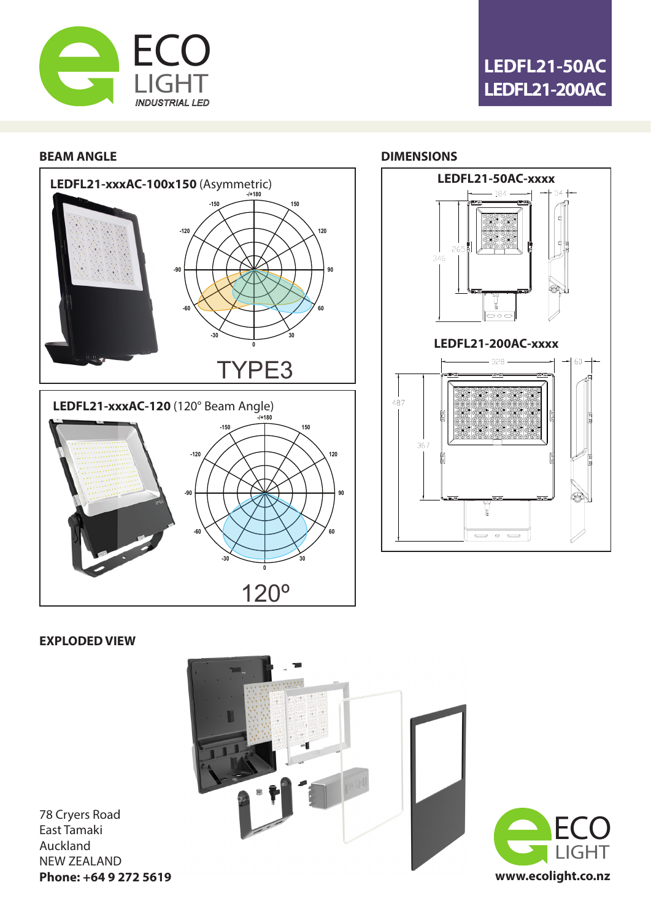ECO LIGHT
INDUSTRIAL LED

# LEDFL21-50AC
# LEDFL21-200AC

## BEAM ANGLE

**LEDFL21-xxxAC-100x150** (Asymmetric)

-/+180
-150
150
-120
120
-90
90
-60
60
-30
30
0

TYPE3

**LEDFL21-xxxAC-120** (120° Beam Angle)

-/+180
-150
150
-120
120
-90
90
-60
60
-30
30
0

120º

## DIMENSIONS

**LEDFL21-50AC-xxxx**

184
54
346
265

**LEDFL21-200AC-xxxx**

328
60
487
367

## EXPLODED VIEW

78 Cryers Road
East Tamaki
Auckland
NEW ZEALAND
**Phone: +64 9 272 5619**

ECO LIGHT
**www.ecolight.co.nz**